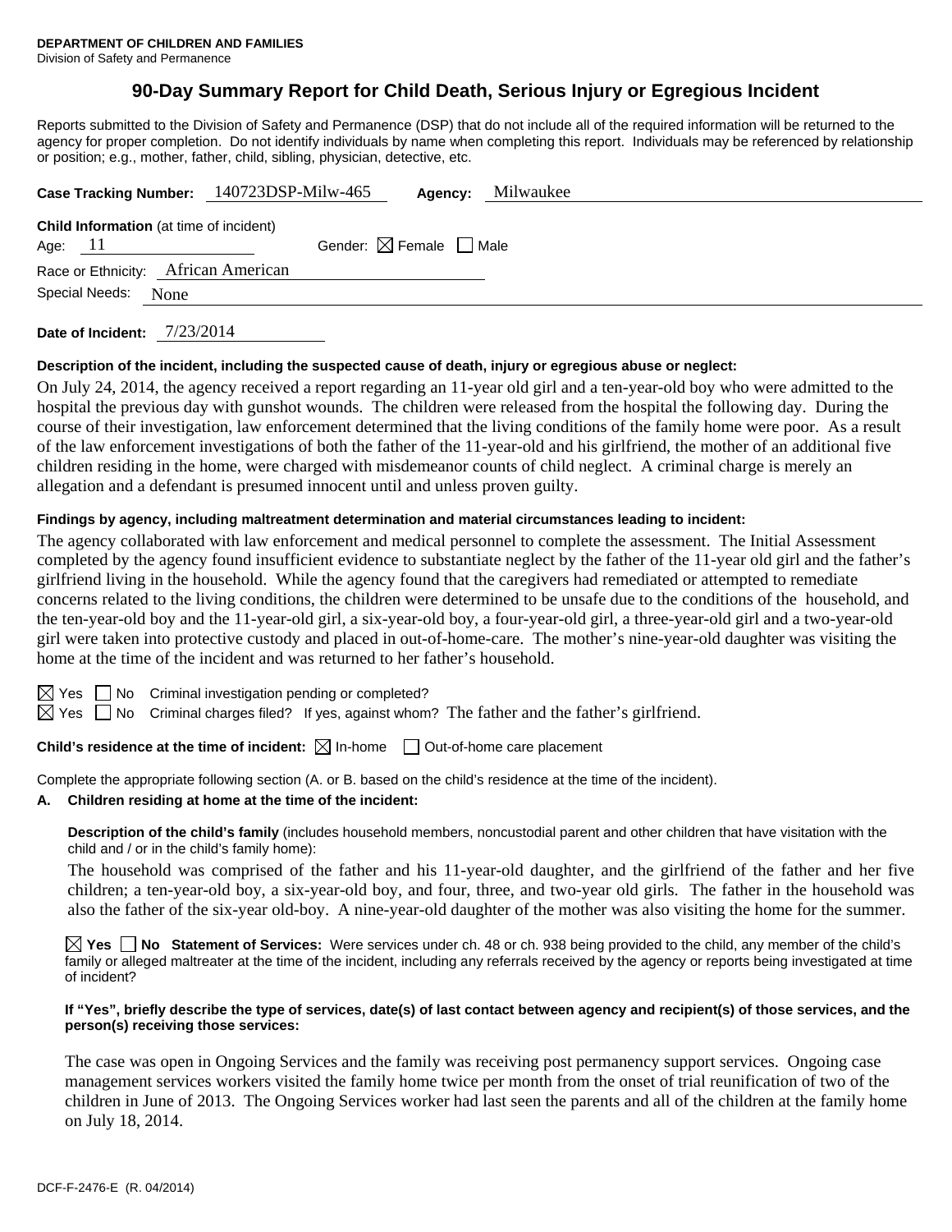**DEPARTMENT OF CHILDREN AND FAMILIES**
Division of Safety and Permanence

# 90-Day Summary Report for Child Death, Serious Injury or Egregious Incident

Reports submitted to the Division of Safety and Permanence (DSP) that do not include all of the required information will be returned to the agency for proper completion. Do not identify individuals by name when completing this report. Individuals may be referenced by relationship or position; e.g., mother, father, child, sibling, physician, detective, etc.

**Case Tracking Number:** 140723DSP-Milw-465 **Agency:** Milwaukee

**Child Information** (at time of incident)

Age: 11 Gender: ☒ Female ☐ Male

Race or Ethnicity: African American

Special Needs: None

**Date of Incident:** 7/23/2014

**Description of the incident, including the suspected cause of death, injury or egregious abuse or neglect:**

On July 24, 2014, the agency received a report regarding an 11-year old girl and a ten-year-old boy who were admitted to the hospital the previous day with gunshot wounds. The children were released from the hospital the following day. During the course of their investigation, law enforcement determined that the living conditions of the family home were poor. As a result of the law enforcement investigations of both the father of the 11-year-old and his girlfriend, the mother of an additional five children residing in the home, were charged with misdemeanor counts of child neglect. A criminal charge is merely an allegation and a defendant is presumed innocent until and unless proven guilty.

**Findings by agency, including maltreatment determination and material circumstances leading to incident:**

The agency collaborated with law enforcement and medical personnel to complete the assessment. The Initial Assessment completed by the agency found insufficient evidence to substantiate neglect by the father of the 11-year old girl and the father's girlfriend living in the household. While the agency found that the caregivers had remediated or attempted to remediate concerns related to the living conditions, the children were determined to be unsafe due to the conditions of the household, and the ten-year-old boy and the 11-year-old girl, a six-year-old boy, a four-year-old girl, a three-year-old girl and a two-year-old girl were taken into protective custody and placed in out-of-home-care. The mother's nine-year-old daughter was visiting the home at the time of the incident and was returned to her father's household.

☒ Yes ☐ No Criminal investigation pending or completed?

☒ Yes ☐ No Criminal charges filed? If yes, against whom? The father and the father's girlfriend.

**Child's residence at the time of incident:** ☒ In-home ☐ Out-of-home care placement

Complete the appropriate following section (A. or B. based on the child's residence at the time of the incident).

**A. Children residing at home at the time of the incident:**

**Description of the child's family** (includes household members, noncustodial parent and other children that have visitation with the child and / or in the child's family home):

The household was comprised of the father and his 11-year-old daughter, and the girlfriend of the father and her five children; a ten-year-old boy, a six-year-old boy, and four, three, and two-year old girls. The father in the household was also the father of the six-year old-boy. A nine-year-old daughter of the mother was also visiting the home for the summer.

☒ **Yes** ☐ **No Statement of Services:** Were services under ch. 48 or ch. 938 being provided to the child, any member of the child's family or alleged maltreater at the time of the incident, including any referrals received by the agency or reports being investigated at time of incident?

**If "Yes", briefly describe the type of services, date(s) of last contact between agency and recipient(s) of those services, and the person(s) receiving those services:**

The case was open in Ongoing Services and the family was receiving post permanency support services. Ongoing case management services workers visited the family home twice per month from the onset of trial reunification of two of the children in June of 2013. The Ongoing Services worker had last seen the parents and all of the children at the family home on July 18, 2014.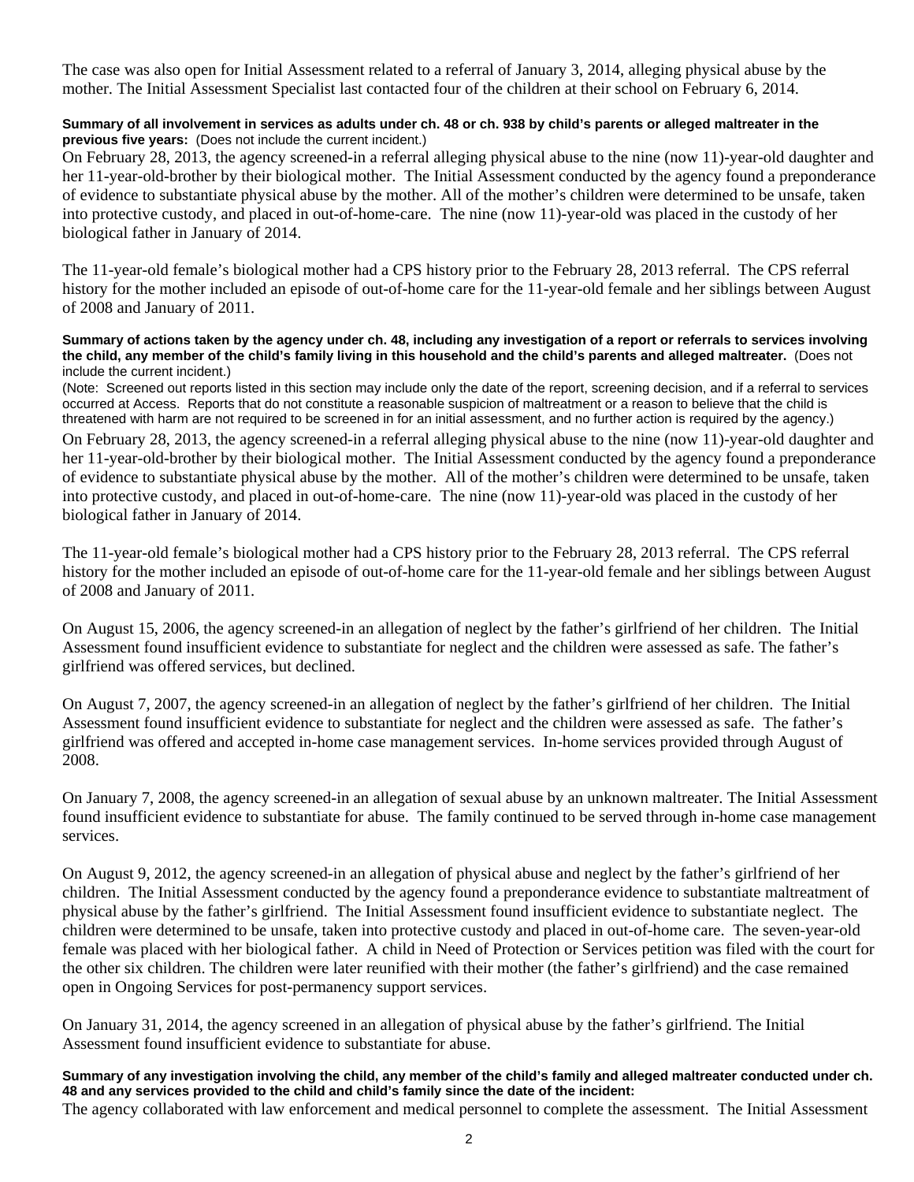The case was also open for Initial Assessment related to a referral of January 3, 2014, alleging physical abuse by the mother. The Initial Assessment Specialist last contacted four of the children at their school on February 6, 2014.

**Summary of all involvement in services as adults under ch. 48 or ch. 938 by child's parents or alleged maltreater in the previous five years:** (Does not include the current incident.)

On February 28, 2013, the agency screened-in a referral alleging physical abuse to the nine (now 11)-year-old daughter and her 11-year-old-brother by their biological mother. The Initial Assessment conducted by the agency found a preponderance of evidence to substantiate physical abuse by the mother. All of the mother's children were determined to be unsafe, taken into protective custody, and placed in out-of-home-care. The nine (now 11)-year-old was placed in the custody of her biological father in January of 2014.

The 11-year-old female's biological mother had a CPS history prior to the February 28, 2013 referral. The CPS referral history for the mother included an episode of out-of-home care for the 11-year-old female and her siblings between August of 2008 and January of 2011.

**Summary of actions taken by the agency under ch. 48, including any investigation of a report or referrals to services involving the child, any member of the child's family living in this household and the child's parents and alleged maltreater.** (Does not include the current incident.)

(Note: Screened out reports listed in this section may include only the date of the report, screening decision, and if a referral to services occurred at Access. Reports that do not constitute a reasonable suspicion of maltreatment or a reason to believe that the child is threatened with harm are not required to be screened in for an initial assessment, and no further action is required by the agency.)

On February 28, 2013, the agency screened-in a referral alleging physical abuse to the nine (now 11)-year-old daughter and her 11-year-old-brother by their biological mother. The Initial Assessment conducted by the agency found a preponderance of evidence to substantiate physical abuse by the mother. All of the mother's children were determined to be unsafe, taken into protective custody, and placed in out-of-home-care. The nine (now 11)-year-old was placed in the custody of her biological father in January of 2014.

The 11-year-old female's biological mother had a CPS history prior to the February 28, 2013 referral. The CPS referral history for the mother included an episode of out-of-home care for the 11-year-old female and her siblings between August of 2008 and January of 2011.

On August 15, 2006, the agency screened-in an allegation of neglect by the father's girlfriend of her children. The Initial Assessment found insufficient evidence to substantiate for neglect and the children were assessed as safe. The father's girlfriend was offered services, but declined.

On August 7, 2007, the agency screened-in an allegation of neglect by the father's girlfriend of her children. The Initial Assessment found insufficient evidence to substantiate for neglect and the children were assessed as safe. The father's girlfriend was offered and accepted in-home case management services. In-home services provided through August of 2008.

On January 7, 2008, the agency screened-in an allegation of sexual abuse by an unknown maltreater. The Initial Assessment found insufficient evidence to substantiate for abuse. The family continued to be served through in-home case management services.

On August 9, 2012, the agency screened-in an allegation of physical abuse and neglect by the father's girlfriend of her children. The Initial Assessment conducted by the agency found a preponderance evidence to substantiate maltreatment of physical abuse by the father's girlfriend. The Initial Assessment found insufficient evidence to substantiate neglect. The children were determined to be unsafe, taken into protective custody and placed in out-of-home care. The seven-year-old female was placed with her biological father. A child in Need of Protection or Services petition was filed with the court for the other six children. The children were later reunified with their mother (the father's girlfriend) and the case remained open in Ongoing Services for post-permanency support services.

On January 31, 2014, the agency screened in an allegation of physical abuse by the father's girlfriend. The Initial Assessment found insufficient evidence to substantiate for abuse.

**Summary of any investigation involving the child, any member of the child's family and alleged maltreater conducted under ch. 48 and any services provided to the child and child's family since the date of the incident:**

The agency collaborated with law enforcement and medical personnel to complete the assessment. The Initial Assessment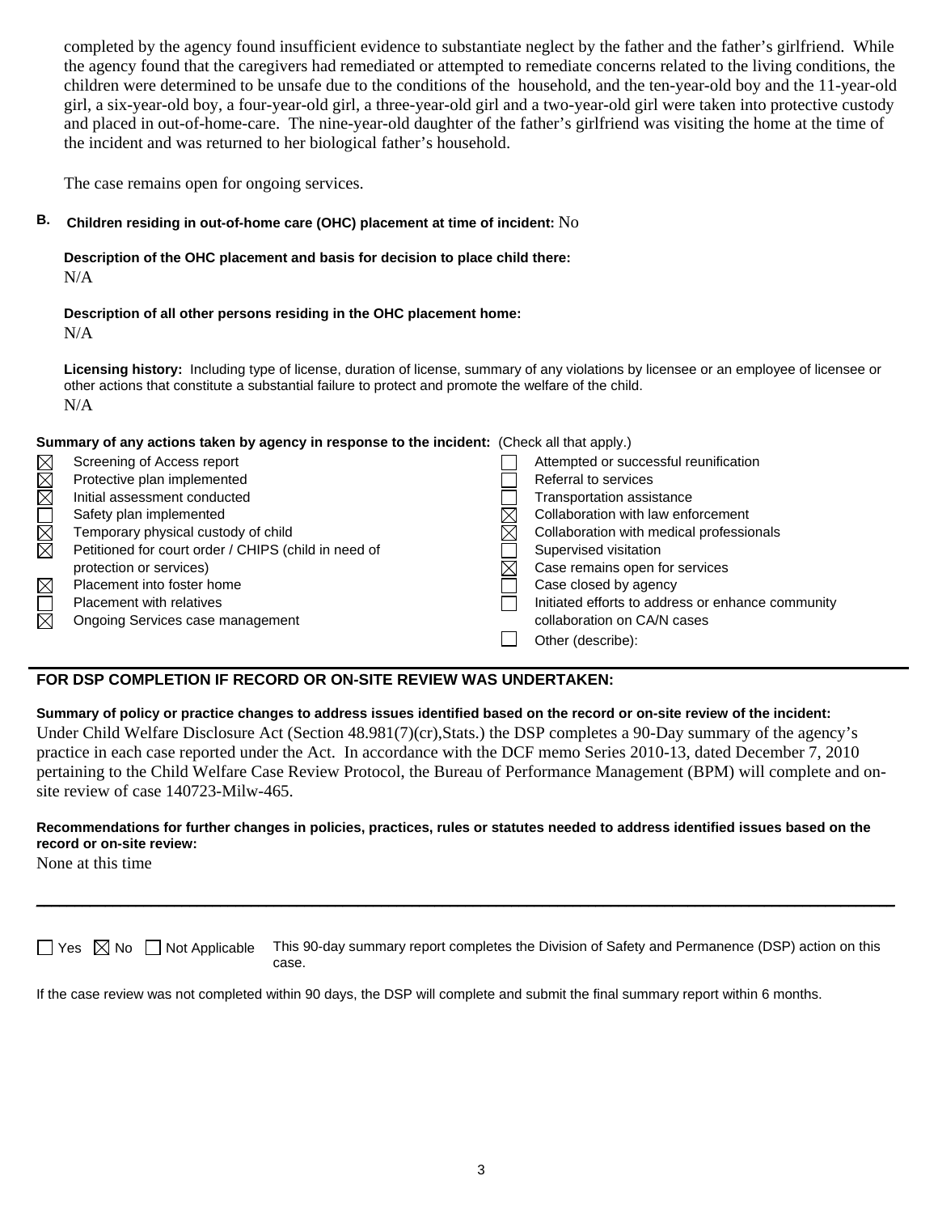completed by the agency found insufficient evidence to substantiate neglect by the father and the father's girlfriend. While the agency found that the caregivers had remediated or attempted to remediate concerns related to the living conditions, the children were determined to be unsafe due to the conditions of the household, and the ten-year-old boy and the 11-year-old girl, a six-year-old boy, a four-year-old girl, a three-year-old girl and a two-year-old girl were taken into protective custody and placed in out-of-home-care. The nine-year-old daughter of the father's girlfriend was visiting the home at the time of the incident and was returned to her biological father's household.

The case remains open for ongoing services.

**B. Children residing in out-of-home care (OHC) placement at time of incident:** No

**Description of the OHC placement and basis for decision to place child there:**
N/A

**Description of all other persons residing in the OHC placement home:**
N/A

**Licensing history:** Including type of license, duration of license, summary of any violations by licensee or an employee of licensee or other actions that constitute a substantial failure to protect and promote the welfare of the child.
N/A

**Summary of any actions taken by agency in response to the incident:** (Check all that apply.)

| | | | |
|---|---|---|---|
| ☒ | Screening of Access report | ☐ | Attempted or successful reunification |
| ☒ | Protective plan implemented | ☐ | Referral to services |
| ☒ | Initial assessment conducted | ☐ | Transportation assistance |
| ☐ | Safety plan implemented | ☒ | Collaboration with law enforcement |
| ☒ | Temporary physical custody of child | ☒ | Collaboration with medical professionals |
| ☒ | Petitioned for court order / CHIPS (child in need of protection or services) | ☐ | Supervised visitation |
| | | ☒ | Case remains open for services |
| ☒ | Placement into foster home | ☐ | Case closed by agency |
| ☐ | Placement with relatives | ☐ | Initiated efforts to address or enhance community collaboration on CA/N cases |
| ☒ | Ongoing Services case management | ☐ | Other (describe): |

## FOR DSP COMPLETION IF RECORD OR ON-SITE REVIEW WAS UNDERTAKEN:

**Summary of policy or practice changes to address issues identified based on the record or on-site review of the incident:**
Under Child Welfare Disclosure Act (Section 48.981(7)(cr),Stats.) the DSP completes a 90-Day summary of the agency's practice in each case reported under the Act. In accordance with the DCF memo Series 2010-13, dated December 7, 2010 pertaining to the Child Welfare Case Review Protocol, the Bureau of Performance Management (BPM) will complete and on-site review of case 140723-Milw-465.

**Recommendations for further changes in policies, practices, rules or statutes needed to address identified issues based on the record or on-site review:**
None at this time

☐ Yes ☒ No ☐ Not Applicable This 90-day summary report completes the Division of Safety and Permanence (DSP) action on this case.

If the case review was not completed within 90 days, the DSP will complete and submit the final summary report within 6 months.